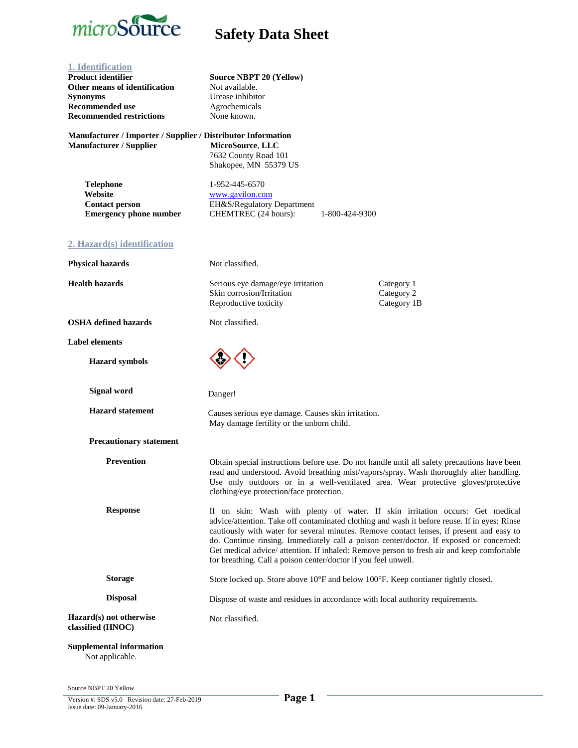# Safety Data Sheet

## 1. Identification

| | |
|---|---|
| **Product identifier** | **Source NBPT 20 (Yellow)** |
| **Other means of identification** | Not available. |
| **Synonyms** | Urease inhibitor |
| **Recommended use** | Agrochemicals |
| **Recommended restrictions** | None known. |

**Manufacturer / Importer / Supplier / Distributor Information**

**Manufacturer / Supplier**
**MicroSource, LLC**
7632 County Road 101
Shakopee, MN 55379 US

| | |
|---|---|
| **Telephone** | 1-952-445-6570 |
| **Website** | www.gavilon.com |
| **Contact person** | EH&S/Regulatory Department |
| **Emergency phone number** | CHEMTREC (24 hours): 1-800-424-9300 |

## 2. Hazard(s) identification

**Physical hazards** Not classified.

**Health hazards**

| | |
|---|---|
| Serious eye damage/eye irritation | Category 1 |
| Skin corrosion/Irritation | Category 2 |
| Reproductive toxicity | Category 1B |

**OSHA defined hazards** Not classified.

**Label elements**

**Hazard symbols**

**Signal word** Danger!

**Hazard statement** Causes serious eye damage. Causes skin irritation.
May damage fertility or the unborn child.

**Precautionary statement**

**Prevention** Obtain special instructions before use. Do not handle until all safety precautions have been read and understood. Avoid breathing mist/vapors/spray. Wash thoroughly after handling. Use only outdoors or in a well-ventilated area. Wear protective gloves/protective clothing/eye protection/face protection.

**Response** If on skin: Wash with plenty of water. If skin irritation occurs: Get medical advice/attention. Take off contaminated clothing and wash it before reuse. If in eyes: Rinse cautiously with water for several minutes. Remove contact lenses, if present and easy to do. Continue rinsing. Immediately call a poison center/doctor. If exposed or concerned: Get medical advice/ attention. If inhaled: Remove person to fresh air and keep comfortable for breathing. Call a poison center/doctor if you feel unwell.

**Storage** Store locked up. Store above 10°F and below 100°F. Keep contianer tightly closed.

**Disposal** Dispose of waste and residues in accordance with local authority requirements.

**Hazard(s) not otherwise classified (HNOC)** Not classified.

**Supplemental information**
Not applicable.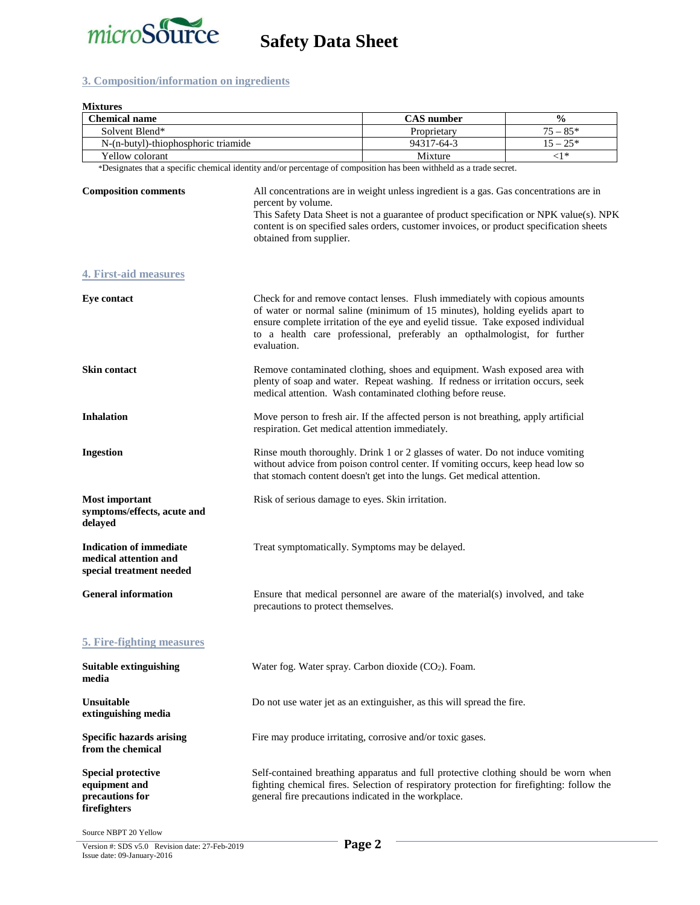## 3. Composition/information on ingredients

**Mixtures**

| Chemical name | CAS number | % |
|---|---|---|
| Solvent Blend* | Proprietary | 75 – 85* |
| N-(n-butyl)-thiophosphoric triamide | 94317-64-3 | 15 – 25* |
| Yellow colorant | Mixture | <1* |

*Designates that a specific chemical identity and/or percentage of composition has been withheld as a trade secret.

**Composition comments**

All concentrations are in weight unless ingredient is a gas. Gas concentrations are in percent by volume.
This Safety Data Sheet is not a guarantee of product specification or NPK value(s). NPK content is on specified sales orders, customer invoices, or product specification sheets obtained from supplier.

## 4. First-aid measures

**Eye contact**

Check for and remove contact lenses. Flush immediately with copious amounts of water or normal saline (minimum of 15 minutes), holding eyelids apart to ensure complete irritation of the eye and eyelid tissue. Take exposed individual to a health care professional, preferably an opthalmologist, for further evaluation.

**Skin contact**

Remove contaminated clothing, shoes and equipment. Wash exposed area with plenty of soap and water. Repeat washing. If redness or irritation occurs, seek medical attention. Wash contaminated clothing before reuse.

**Inhalation**

Move person to fresh air. If the affected person is not breathing, apply artificial respiration. Get medical attention immediately.

**Ingestion**

Rinse mouth thoroughly. Drink 1 or 2 glasses of water. Do not induce vomiting without advice from poison control center. If vomiting occurs, keep head low so that stomach content doesn't get into the lungs. Get medical attention.

**Most important symptoms/effects, acute and delayed**

Risk of serious damage to eyes. Skin irritation.

**Indication of immediate medical attention and special treatment needed**

Treat symptomatically. Symptoms may be delayed.

**General information**

Ensure that medical personnel are aware of the material(s) involved, and take precautions to protect themselves.

## 5. Fire-fighting measures

**Suitable extinguishing media**

Water fog. Water spray. Carbon dioxide ($CO_2$). Foam.

**Unsuitable extinguishing media**

Do not use water jet as an extinguisher, as this will spread the fire.

**Specific hazards arising from the chemical**

Fire may produce irritating, corrosive and/or toxic gases.

**Special protective equipment and precautions for firefighters**

Self-contained breathing apparatus and full protective clothing should be worn when fighting chemical fires. Selection of respiratory protection for firefighting: follow the general fire precautions indicated in the workplace.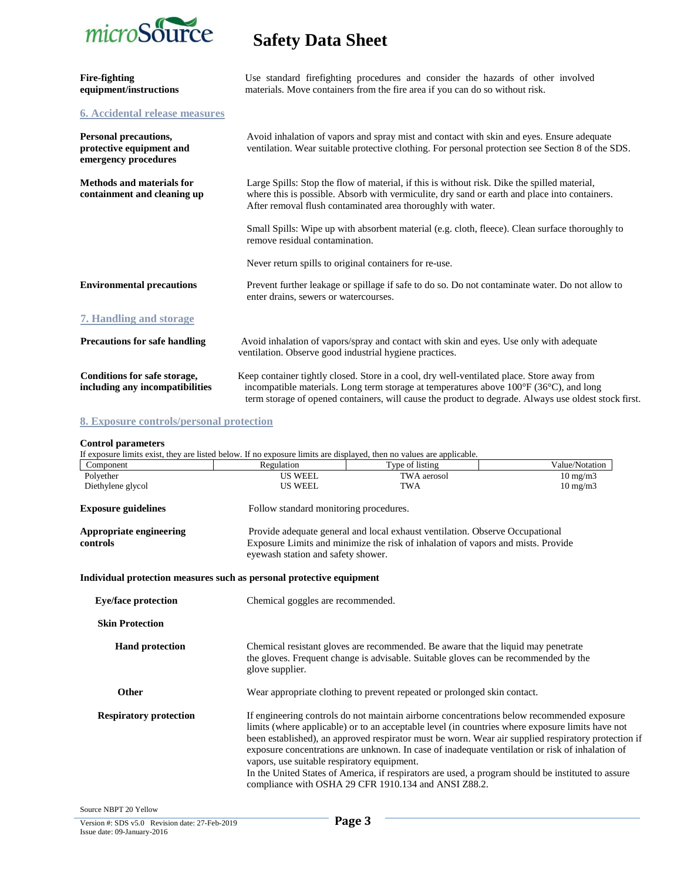**Fire-fighting equipment/instructions**

Use standard firefighting procedures and consider the hazards of other involved materials. Move containers from the fire area if you can do so without risk.

## 6. Accidental release measures

**Personal precautions, protective equipment and emergency procedures**

Avoid inhalation of vapors and spray mist and contact with skin and eyes. Ensure adequate ventilation. Wear suitable protective clothing. For personal protection see Section 8 of the SDS.

**Methods and materials for containment and cleaning up**

Large Spills: Stop the flow of material, if this is without risk. Dike the spilled material, where this is possible. Absorb with vermiculite, dry sand or earth and place into containers. After removal flush contaminated area thoroughly with water.

Small Spills: Wipe up with absorbent material (e.g. cloth, fleece). Clean surface thoroughly to remove residual contamination.

Never return spills to original containers for re-use.

**Environmental precautions**

Prevent further leakage or spillage if safe to do so. Do not contaminate water. Do not allow to enter drains, sewers or watercourses.

## 7. Handling and storage

**Precautions for safe handling**

Avoid inhalation of vapors/spray and contact with skin and eyes. Use only with adequate ventilation. Observe good industrial hygiene practices.

**Conditions for safe storage, including any incompatibilities**

Keep container tightly closed. Store in a cool, dry well-ventilated place. Store away from incompatible materials. Long term storage at temperatures above 100°F (36°C), and long term storage of opened containers, will cause the product to degrade. Always use oldest stock first.

## 8. Exposure controls/personal protection

**Control parameters**

If exposure limits exist, they are listed below. If no exposure limits are displayed, then no values are applicable.

| Component | Regulation | Type of listing | Value/Notation |
|---|---|---|---|
| Polyether | US WEEL | TWA aerosol | 10 mg/m3 |
| Diethylene glycol | US WEEL | TWA | 10 mg/m3 |

**Exposure guidelines**

Follow standard monitoring procedures.

**Appropriate engineering controls**

Provide adequate general and local exhaust ventilation. Observe Occupational Exposure Limits and minimize the risk of inhalation of vapors and mists. Provide eyewash station and safety shower.

**Individual protection measures such as personal protective equipment**

**Eye/face protection**

Chemical goggles are recommended.

**Skin Protection**

**Hand protection**

Chemical resistant gloves are recommended. Be aware that the liquid may penetrate the gloves. Frequent change is advisable. Suitable gloves can be recommended by the glove supplier.

**Other**

Wear appropriate clothing to prevent repeated or prolonged skin contact.

**Respiratory protection**

If engineering controls do not maintain airborne concentrations below recommended exposure limits (where applicable) or to an acceptable level (in countries where exposure limits have not been established), an approved respirator must be worn. Wear air supplied respiratory protection if exposure concentrations are unknown. In case of inadequate ventilation or risk of inhalation of vapors, use suitable respiratory equipment.
In the United States of America, if respirators are used, a program should be instituted to assure compliance with OSHA 29 CFR 1910.134 and ANSI Z88.2.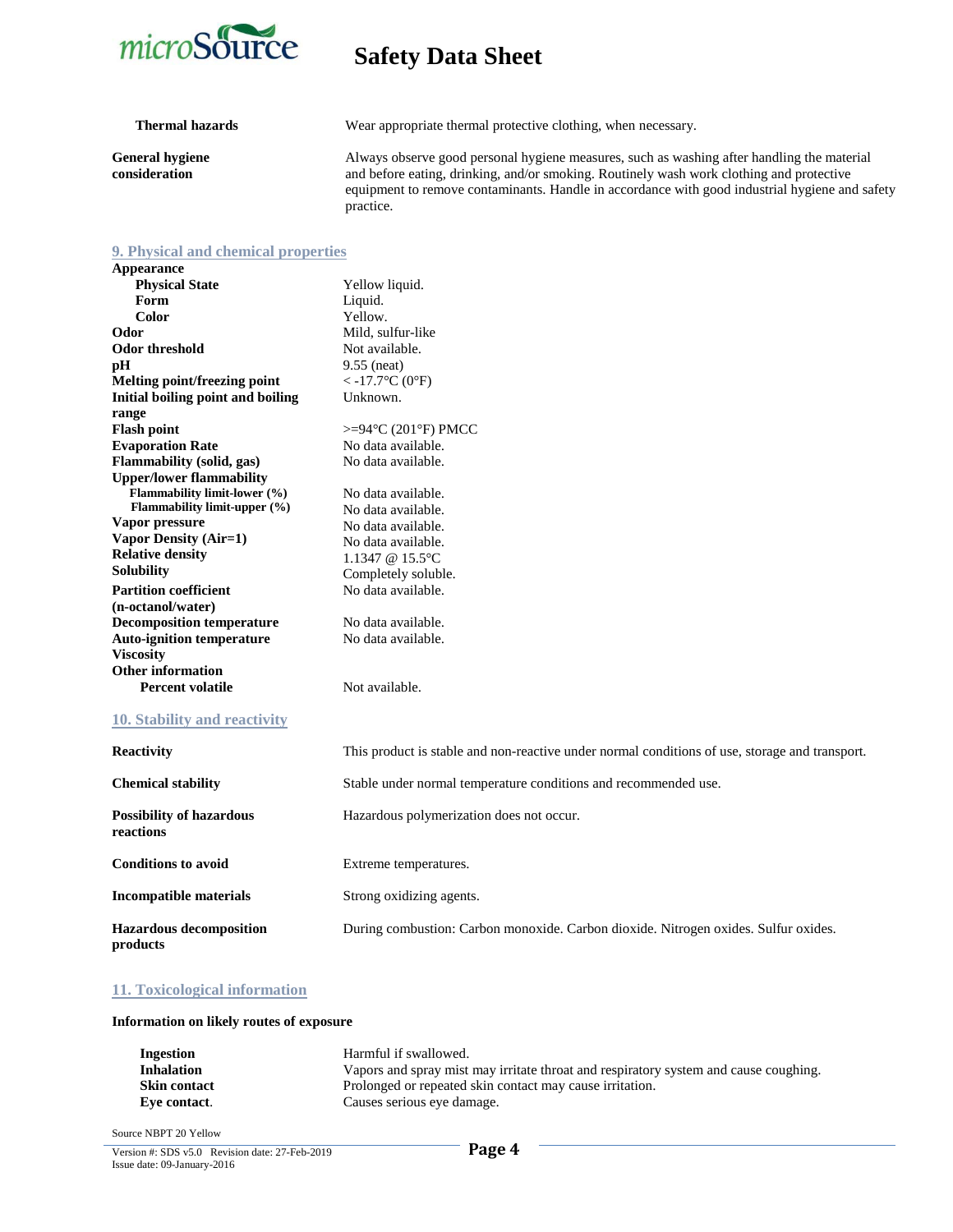| | |
|---|---|
| **Thermal hazards** | Wear appropriate thermal protective clothing, when necessary. |
| **General hygiene consideration** | Always observe good personal hygiene measures, such as washing after handling the material and before eating, drinking, and/or smoking. Routinely wash work clothing and protective equipment to remove contaminants. Handle in accordance with good industrial hygiene and safety practice. |

## 9. Physical and chemical properties

| | |
|---|---|
| **Appearance** | |
| **Physical State** | Yellow liquid. |
| **Form** | Liquid. |
| **Color** | Yellow. |
| **Odor** | Mild, sulfur-like |
| **Odor threshold** | Not available. |
| **pH** | 9.55 (neat) |
| **Melting point/freezing point** | < -17.7°C (0°F) |
| **Initial boiling point and boiling range** | Unknown. |
| **Flash point** | >=94°C (201°F) PMCC |
| **Evaporation Rate** | No data available. |
| **Flammability (solid, gas)** | No data available. |
| **Upper/lower flammability** | |
| **Flammability limit-lower (%)** | No data available. |
| **Flammability limit-upper (%)** | No data available. |
| **Vapor pressure** | No data available. |
| **Vapor Density (Air=1)** | No data available. |
| **Relative density** | 1.1347 @ 15.5°C |
| **Solubility** | Completely soluble. |
| **Partition coefficient (n-octanol/water)** | No data available. |
| **Decomposition temperature** | No data available. |
| **Auto-ignition temperature** | No data available. |
| **Viscosity** | |
| **Other information** | |
| **Percent volatile** | Not available. |

## 10. Stability and reactivity

| | |
|---|---|
| **Reactivity** | This product is stable and non-reactive under normal conditions of use, storage and transport. |
| **Chemical stability** | Stable under normal temperature conditions and recommended use. |
| **Possibility of hazardous reactions** | Hazardous polymerization does not occur. |
| **Conditions to avoid** | Extreme temperatures. |
| **Incompatible materials** | Strong oxidizing agents. |
| **Hazardous decomposition products** | During combustion: Carbon monoxide. Carbon dioxide. Nitrogen oxides. Sulfur oxides. |

## 11. Toxicological information

**Information on likely routes of exposure**

| | |
|---|---|
| **Ingestion** | Harmful if swallowed. |
| **Inhalation** | Vapors and spray mist may irritate throat and respiratory system and cause coughing. |
| **Skin contact** | Prolonged or repeated skin contact may cause irritation. |
| **Eye contact**. | Causes serious eye damage. |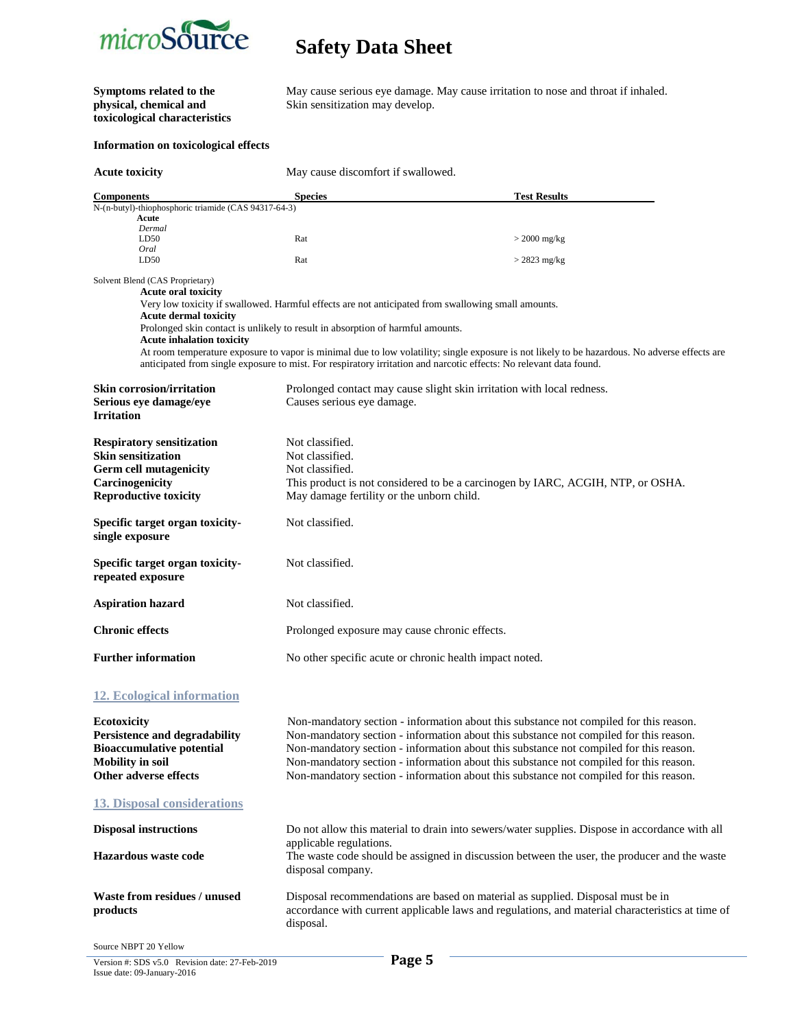**Symptoms related to the physical, chemical and toxicological characteristics**

May cause serious eye damage. May cause irritation to nose and throat if inhaled. Skin sensitization may develop.

**Information on toxicological effects**

**Acute toxicity** — May cause discomfort if swallowed.

| Components | Species | Test Results |
|---|---|---|
| N-(n-butyl)-thiophosphoric triamide (CAS 94317-64-3) | | |
| **Acute** | | |
| *Dermal* | | |
| LD50 | Rat | > 2000 mg/kg |
| *Oral* | | |
| LD50 | Rat | > 2823 mg/kg |

Solvent Blend (CAS Proprietary)

**Acute oral toxicity**

Very low toxicity if swallowed. Harmful effects are not anticipated from swallowing small amounts.

**Acute dermal toxicity**

Prolonged skin contact is unlikely to result in absorption of harmful amounts.

**Acute inhalation toxicity**

At room temperature exposure to vapor is minimal due to low volatility; single exposure is not likely to be hazardous. No adverse effects are anticipated from single exposure to mist. For respiratory irritation and narcotic effects: No relevant data found.

**Skin corrosion/irritation** — Prolonged contact may cause slight skin irritation with local redness.

**Serious eye damage/eye Irritation** — Causes serious eye damage.

**Respiratory sensitization** — Not classified.

**Skin sensitization** — Not classified.

**Germ cell mutagenicity** — Not classified.

**Carcinogenicity** — This product is not considered to be a carcinogen by IARC, ACGIH, NTP, or OSHA.

**Reproductive toxicity** — May damage fertility or the unborn child.

**Specific target organ toxicity-single exposure** — Not classified.

**Specific target organ toxicity-repeated exposure** — Not classified.

**Aspiration hazard** — Not classified.

**Chronic effects** — Prolonged exposure may cause chronic effects.

**Further information** — No other specific acute or chronic health impact noted.

## 12. Ecological information

**Ecotoxicity** — Non-mandatory section - information about this substance not compiled for this reason.

**Persistence and degradability** — Non-mandatory section - information about this substance not compiled for this reason.

**Bioaccumulative potential** — Non-mandatory section - information about this substance not compiled for this reason.

**Mobility in soil** — Non-mandatory section - information about this substance not compiled for this reason.

**Other adverse effects** — Non-mandatory section - information about this substance not compiled for this reason.

## 13. Disposal considerations

**Disposal instructions** — Do not allow this material to drain into sewers/water supplies. Dispose in accordance with all applicable regulations.

**Hazardous waste code** — The waste code should be assigned in discussion between the user, the producer and the waste disposal company.

**Waste from residues / unused products** — Disposal recommendations are based on material as supplied. Disposal must be in accordance with current applicable laws and regulations, and material characteristics at time of disposal.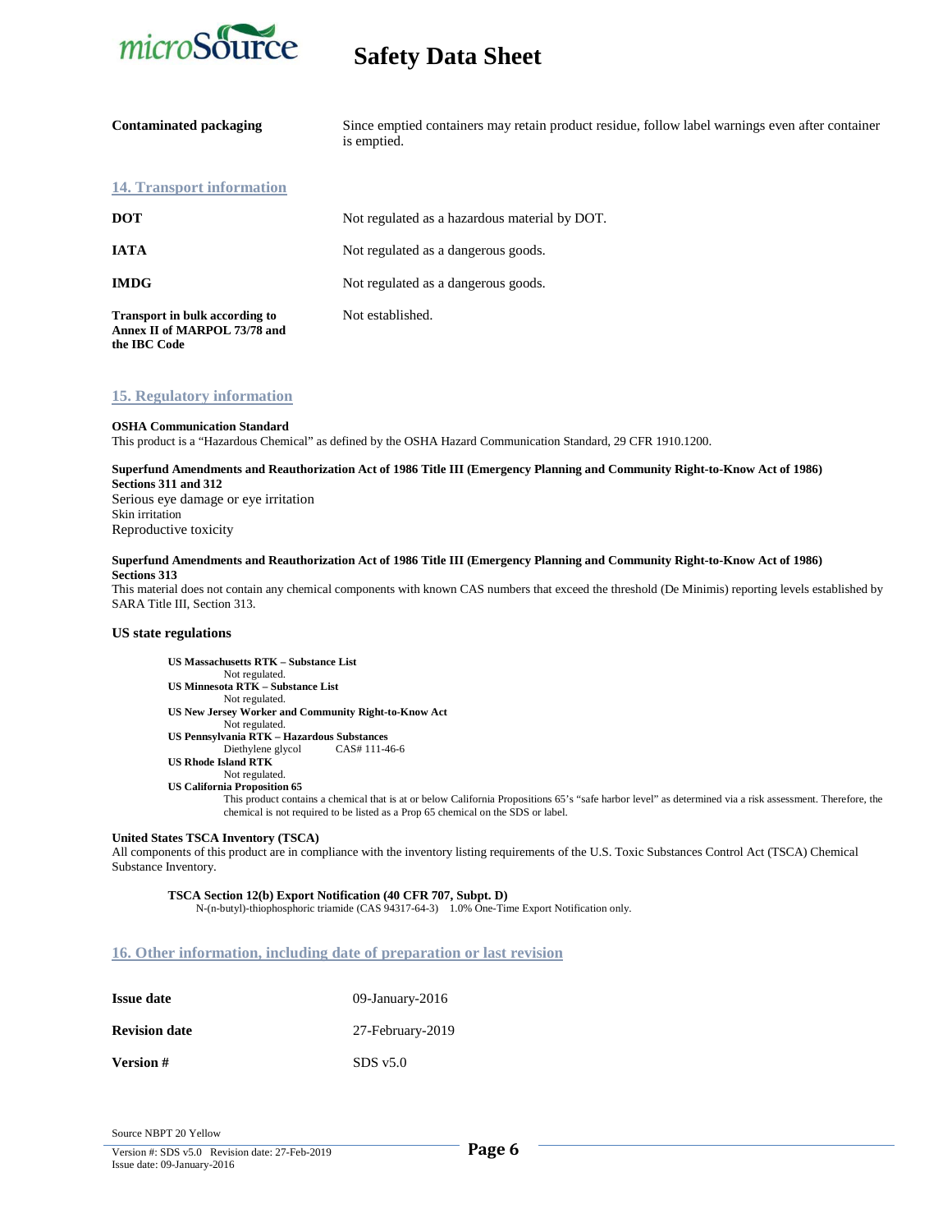| | |
|---|---|
| **Contaminated packaging** | Since emptied containers may retain product residue, follow label warnings even after container is emptied. |

## 14. Transport information

| | |
|---|---|
| **DOT** | Not regulated as a hazardous material by DOT. |
| **IATA** | Not regulated as a dangerous goods. |
| **IMDG** | Not regulated as a dangerous goods. |
| **Transport in bulk according to Annex II of MARPOL 73/78 and the IBC Code** | Not established. |

## 15. Regulatory information

**OSHA Communication Standard**
This product is a "Hazardous Chemical" as defined by the OSHA Hazard Communication Standard, 29 CFR 1910.1200.

**Superfund Amendments and Reauthorization Act of 1986 Title III (Emergency Planning and Community Right-to-Know Act of 1986) Sections 311 and 312**
Serious eye damage or eye irritation
Skin irritation
Reproductive toxicity

**Superfund Amendments and Reauthorization Act of 1986 Title III (Emergency Planning and Community Right-to-Know Act of 1986) Sections 313**
This material does not contain any chemical components with known CAS numbers that exceed the threshold (De Minimis) reporting levels established by SARA Title III, Section 313.

**US state regulations**

**US Massachusetts RTK – Substance List**
Not regulated.
**US Minnesota RTK – Substance List**
Not regulated.
**US New Jersey Worker and Community Right-to-Know Act**
Not regulated.
**US Pennsylvania RTK – Hazardous Substances**
Diethylene glycol CAS# 111-46-6
**US Rhode Island RTK**
Not regulated.
**US California Proposition 65**
This product contains a chemical that is at or below California Propositions 65's "safe harbor level" as determined via a risk assessment. Therefore, the chemical is not required to be listed as a Prop 65 chemical on the SDS or label.

**United States TSCA Inventory (TSCA)**
All components of this product are in compliance with the inventory listing requirements of the U.S. Toxic Substances Control Act (TSCA) Chemical Substance Inventory.

**TSCA Section 12(b) Export Notification (40 CFR 707, Subpt. D)**
N-(n-butyl)-thiophosphoric triamide (CAS 94317-64-3) 1.0% One-Time Export Notification only.

## 16. Other information, including date of preparation or last revision

| | |
|---|---|
| **Issue date** | 09-January-2016 |
| **Revision date** | 27-February-2019 |
| **Version #** | SDS v5.0 |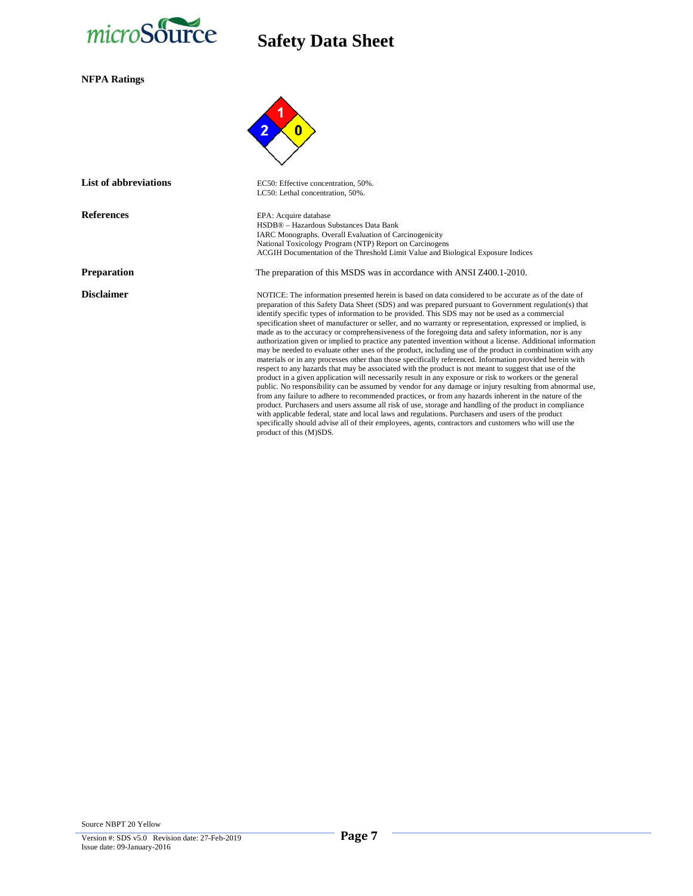**NFPA Ratings**

1
2 0

**List of abbreviations**

EC50: Effective concentration, 50%.
LC50: Lethal concentration, 50%.

**References**

EPA: Acquire database
HSDB® – Hazardous Substances Data Bank
IARC Monographs. Overall Evaluation of Carcinogenicity
National Toxicology Program (NTP) Report on Carcinogens
ACGIH Documentation of the Threshold Limit Value and Biological Exposure Indices

**Preparation**

The preparation of this MSDS was in accordance with ANSI Z400.1-2010.

**Disclaimer**

NOTICE: The information presented herein is based on data considered to be accurate as of the date of preparation of this Safety Data Sheet (SDS) and was prepared pursuant to Government regulation(s) that identify specific types of information to be provided. This SDS may not be used as a commercial specification sheet of manufacturer or seller, and no warranty or representation, expressed or implied, is made as to the accuracy or comprehensiveness of the foregoing data and safety information, nor is any authorization given or implied to practice any patented invention without a license. Additional information may be needed to evaluate other uses of the product, including use of the product in combination with any materials or in any processes other than those specifically referenced. Information provided herein with respect to any hazards that may be associated with the product is not meant to suggest that use of the product in a given application will necessarily result in any exposure or risk to workers or the general public. No responsibility can be assumed by vendor for any damage or injury resulting from abnormal use, from any failure to adhere to recommended practices, or from any hazards inherent in the nature of the product. Purchasers and users assume all risk of use, storage and handling of the product in compliance with applicable federal, state and local laws and regulations. Purchasers and users of the product specifically should advise all of their employees, agents, contractors and customers who will use the product of this (M)SDS.